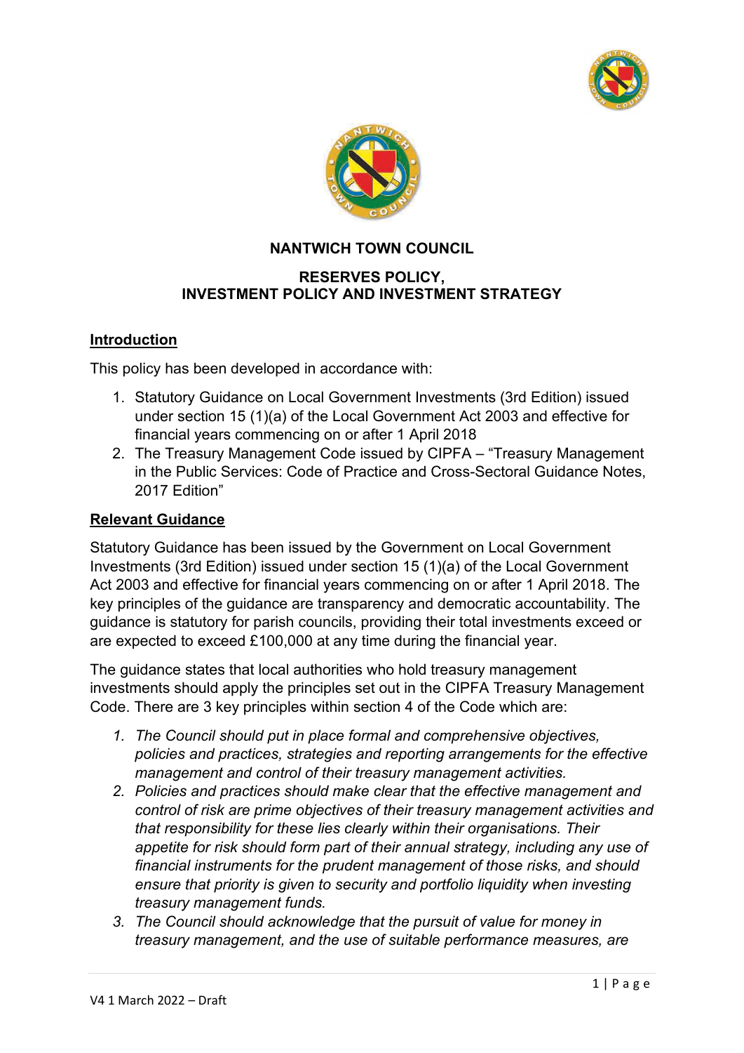# NANTWICH TOWN COUNCIL

## RESERVES POLICY, INVESTMENT POLICY AND INVESTMENT STRATEGY

### Introduction

This policy has been developed in accordance with:

1. Statutory Guidance on Local Government Investments (3rd Edition) issued under section 15 (1)(a) of the Local Government Act 2003 and effective for financial years commencing on or after 1 April 2018
2. The Treasury Management Code issued by CIPFA – "Treasury Management in the Public Services: Code of Practice and Cross-Sectoral Guidance Notes, 2017 Edition"

### Relevant Guidance

Statutory Guidance has been issued by the Government on Local Government Investments (3rd Edition) issued under section 15 (1)(a) of the Local Government Act 2003 and effective for financial years commencing on or after 1 April 2018. The key principles of the guidance are transparency and democratic accountability. The guidance is statutory for parish councils, providing their total investments exceed or are expected to exceed £100,000 at any time during the financial year.

The guidance states that local authorities who hold treasury management investments should apply the principles set out in the CIPFA Treasury Management Code. There are 3 key principles within section 4 of the Code which are:

1. *The Council should put in place formal and comprehensive objectives, policies and practices, strategies and reporting arrangements for the effective management and control of their treasury management activities.*
2. *Policies and practices should make clear that the effective management and control of risk are prime objectives of their treasury management activities and that responsibility for these lies clearly within their organisations. Their appetite for risk should form part of their annual strategy, including any use of financial instruments for the prudent management of those risks, and should ensure that priority is given to security and portfolio liquidity when investing treasury management funds.*
3. *The Council should acknowledge that the pursuit of value for money in treasury management, and the use of suitable performance measures, are*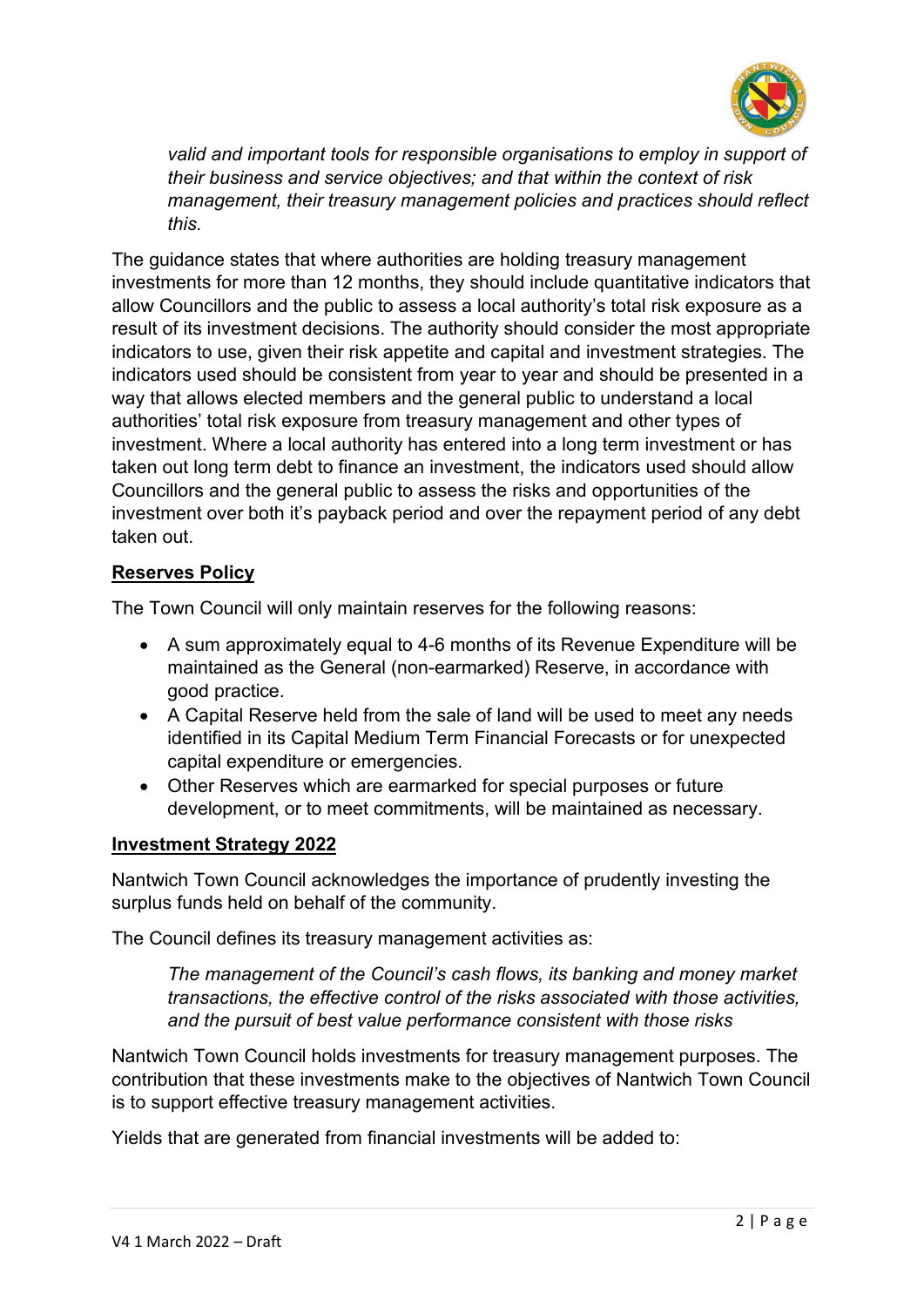*valid and important tools for responsible organisations to employ in support of their business and service objectives; and that within the context of risk management, their treasury management policies and practices should reflect this.*

The guidance states that where authorities are holding treasury management investments for more than 12 months, they should include quantitative indicators that allow Councillors and the public to assess a local authority's total risk exposure as a result of its investment decisions. The authority should consider the most appropriate indicators to use, given their risk appetite and capital and investment strategies. The indicators used should be consistent from year to year and should be presented in a way that allows elected members and the general public to understand a local authorities' total risk exposure from treasury management and other types of investment. Where a local authority has entered into a long term investment or has taken out long term debt to finance an investment, the indicators used should allow Councillors and the general public to assess the risks and opportunities of the investment over both it's payback period and over the repayment period of any debt taken out.

## **Reserves Policy**

The Town Council will only maintain reserves for the following reasons:

- A sum approximately equal to 4-6 months of its Revenue Expenditure will be maintained as the General (non-earmarked) Reserve, in accordance with good practice.
- A Capital Reserve held from the sale of land will be used to meet any needs identified in its Capital Medium Term Financial Forecasts or for unexpected capital expenditure or emergencies.
- Other Reserves which are earmarked for special purposes or future development, or to meet commitments, will be maintained as necessary.

## **Investment Strategy 2022**

Nantwich Town Council acknowledges the importance of prudently investing the surplus funds held on behalf of the community.

The Council defines its treasury management activities as:

> *The management of the Council's cash flows, its banking and money market transactions, the effective control of the risks associated with those activities, and the pursuit of best value performance consistent with those risks*

Nantwich Town Council holds investments for treasury management purposes. The contribution that these investments make to the objectives of Nantwich Town Council is to support effective treasury management activities.

Yields that are generated from financial investments will be added to: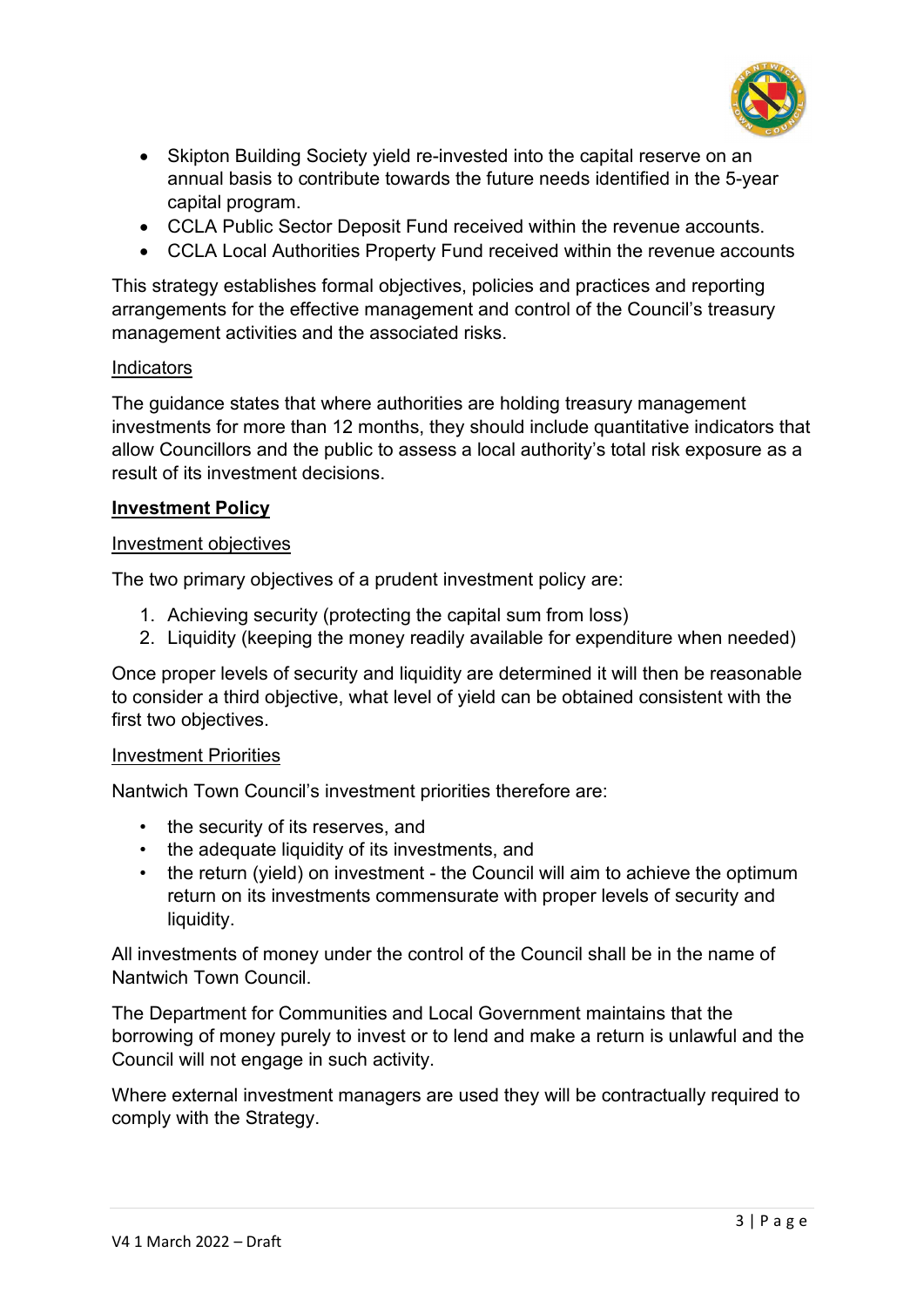- Skipton Building Society yield re-invested into the capital reserve on an annual basis to contribute towards the future needs identified in the 5-year capital program.
- CCLA Public Sector Deposit Fund received within the revenue accounts.
- CCLA Local Authorities Property Fund received within the revenue accounts

This strategy establishes formal objectives, policies and practices and reporting arrangements for the effective management and control of the Council's treasury management activities and the associated risks.

Indicators

The guidance states that where authorities are holding treasury management investments for more than 12 months, they should include quantitative indicators that allow Councillors and the public to assess a local authority's total risk exposure as a result of its investment decisions.

## Investment Policy

Investment objectives

The two primary objectives of a prudent investment policy are:

1. Achieving security (protecting the capital sum from loss)
2. Liquidity (keeping the money readily available for expenditure when needed)

Once proper levels of security and liquidity are determined it will then be reasonable to consider a third objective, what level of yield can be obtained consistent with the first two objectives.

Investment Priorities

Nantwich Town Council's investment priorities therefore are:

- the security of its reserves, and
- the adequate liquidity of its investments, and
- the return (yield) on investment - the Council will aim to achieve the optimum return on its investments commensurate with proper levels of security and liquidity.

All investments of money under the control of the Council shall be in the name of Nantwich Town Council.

The Department for Communities and Local Government maintains that the borrowing of money purely to invest or to lend and make a return is unlawful and the Council will not engage in such activity.

Where external investment managers are used they will be contractually required to comply with the Strategy.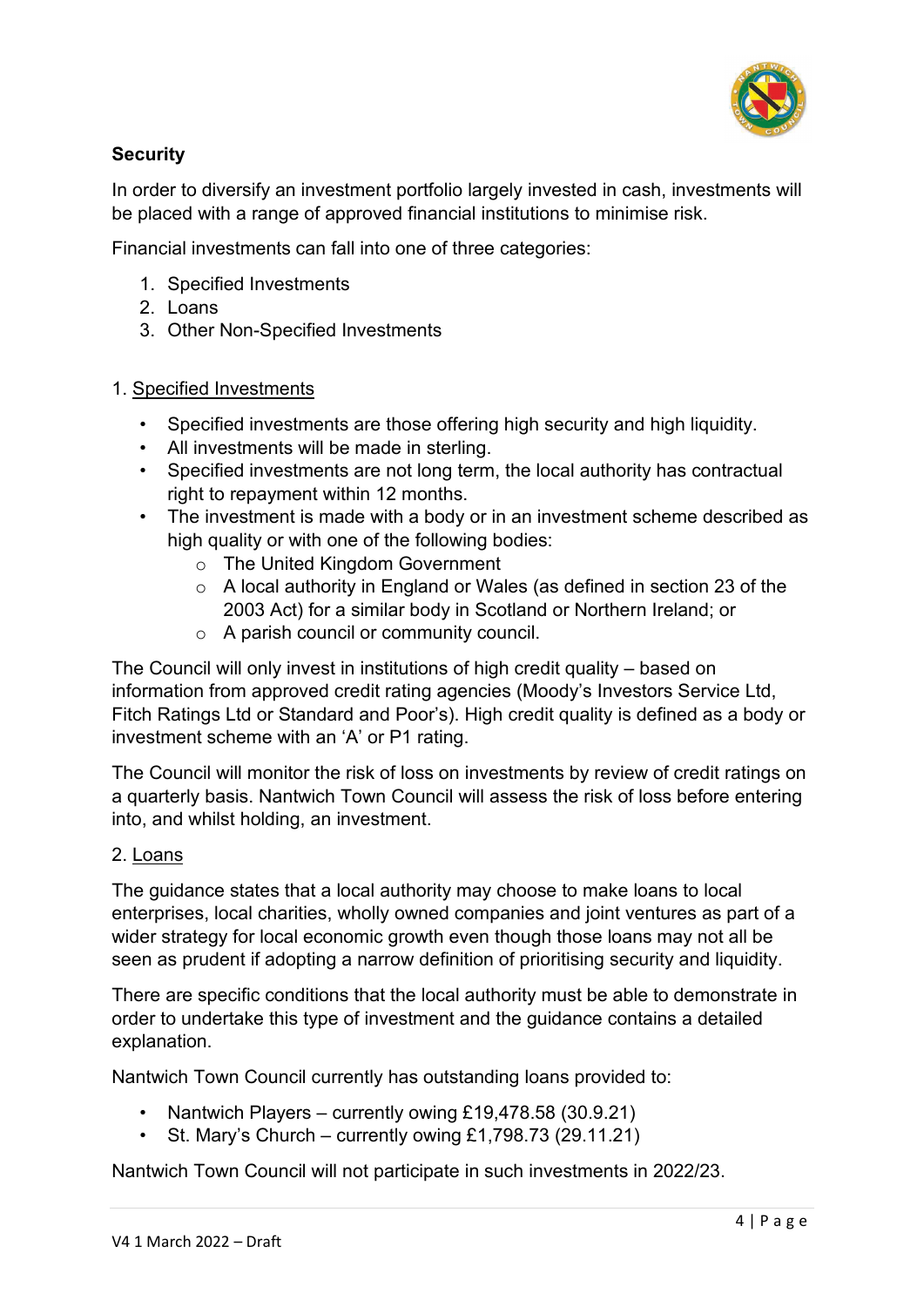## Security

In order to diversify an investment portfolio largely invested in cash, investments will be placed with a range of approved financial institutions to minimise risk.

Financial investments can fall into one of three categories:

1. Specified Investments
2. Loans
3. Other Non-Specified Investments

1. Specified Investments

- Specified investments are those offering high security and high liquidity.
- All investments will be made in sterling.
- Specified investments are not long term, the local authority has contractual right to repayment within 12 months.
- The investment is made with a body or in an investment scheme described as high quality or with one of the following bodies:
  - The United Kingdom Government
  - A local authority in England or Wales (as defined in section 23 of the 2003 Act) for a similar body in Scotland or Northern Ireland; or
  - A parish council or community council.

The Council will only invest in institutions of high credit quality – based on information from approved credit rating agencies (Moody's Investors Service Ltd, Fitch Ratings Ltd or Standard and Poor's). High credit quality is defined as a body or investment scheme with an 'A' or P1 rating.

The Council will monitor the risk of loss on investments by review of credit ratings on a quarterly basis. Nantwich Town Council will assess the risk of loss before entering into, and whilst holding, an investment.

2. Loans

The guidance states that a local authority may choose to make loans to local enterprises, local charities, wholly owned companies and joint ventures as part of a wider strategy for local economic growth even though those loans may not all be seen as prudent if adopting a narrow definition of prioritising security and liquidity.

There are specific conditions that the local authority must be able to demonstrate in order to undertake this type of investment and the guidance contains a detailed explanation.

Nantwich Town Council currently has outstanding loans provided to:

- Nantwich Players – currently owing £19,478.58 (30.9.21)
- St. Mary's Church – currently owing £1,798.73 (29.11.21)

Nantwich Town Council will not participate in such investments in 2022/23.

V4 1 March 2022 – Draft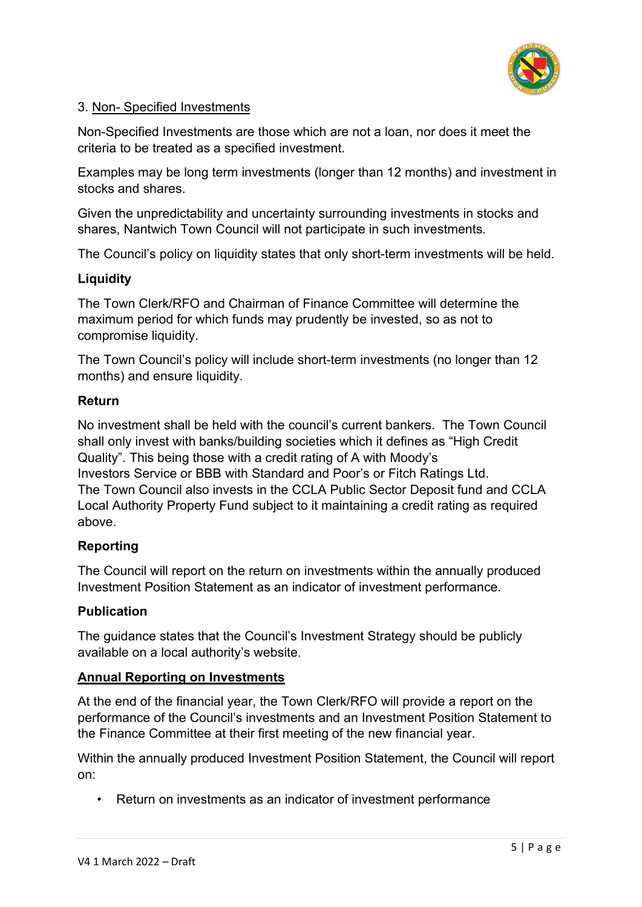3. <u>Non- Specified Investments</u>

Non-Specified Investments are those which are not a loan, nor does it meet the criteria to be treated as a specified investment.

Examples may be long term investments (longer than 12 months) and investment in stocks and shares.

Given the unpredictability and uncertainty surrounding investments in stocks and shares, Nantwich Town Council will not participate in such investments.

The Council's policy on liquidity states that only short-term investments will be held.

**Liquidity**

The Town Clerk/RFO and Chairman of Finance Committee will determine the maximum period for which funds may prudently be invested, so as not to compromise liquidity.

The Town Council's policy will include short-term investments (no longer than 12 months) and ensure liquidity.

**Return**

No investment shall be held with the council's current bankers. The Town Council shall only invest with banks/building societies which it defines as "High Credit Quality". This being those with a credit rating of A with Moody's Investors Service or BBB with Standard and Poor's or Fitch Ratings Ltd. The Town Council also invests in the CCLA Public Sector Deposit fund and CCLA Local Authority Property Fund subject to it maintaining a credit rating as required above.

**Reporting**

The Council will report on the return on investments within the annually produced Investment Position Statement as an indicator of investment performance.

**Publication**

The guidance states that the Council's Investment Strategy should be publicly available on a local authority's website.

**<u>Annual Reporting on Investments</u>**

At the end of the financial year, the Town Clerk/RFO will provide a report on the performance of the Council's investments and an Investment Position Statement to the Finance Committee at their first meeting of the new financial year.

Within the annually produced Investment Position Statement, the Council will report on:

- Return on investments as an indicator of investment performance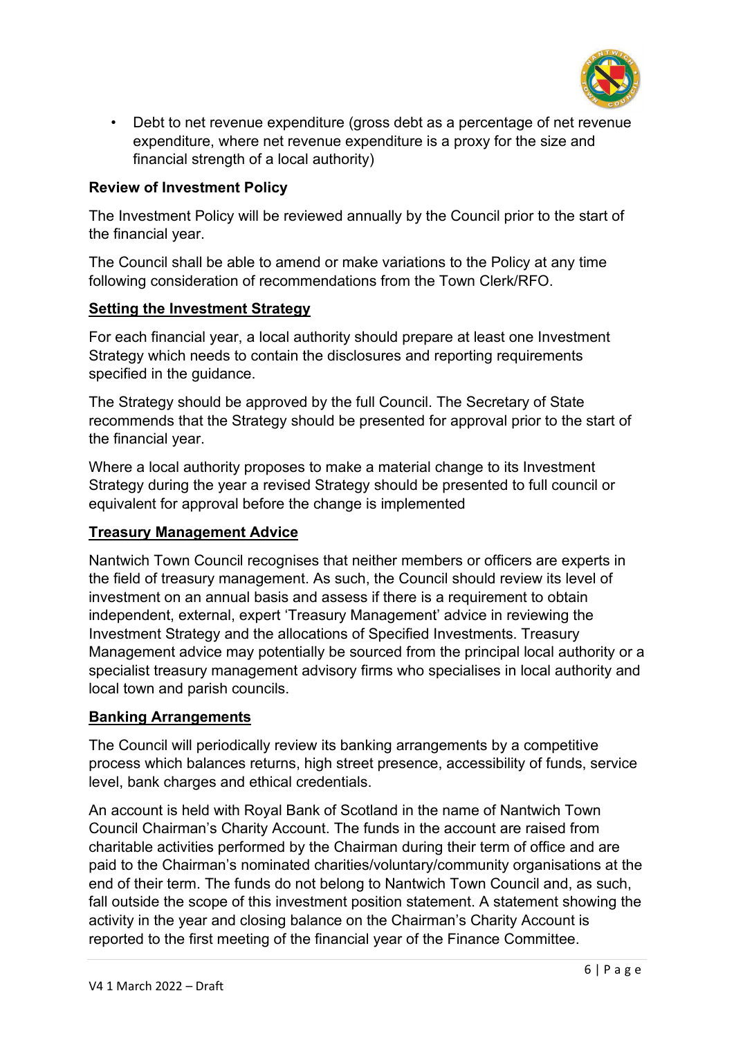- Debt to net revenue expenditure (gross debt as a percentage of net revenue expenditure, where net revenue expenditure is a proxy for the size and financial strength of a local authority)

**Review of Investment Policy**

The Investment Policy will be reviewed annually by the Council prior to the start of the financial year.

The Council shall be able to amend or make variations to the Policy at any time following consideration of recommendations from the Town Clerk/RFO.

**Setting the Investment Strategy**

For each financial year, a local authority should prepare at least one Investment Strategy which needs to contain the disclosures and reporting requirements specified in the guidance.

The Strategy should be approved by the full Council. The Secretary of State recommends that the Strategy should be presented for approval prior to the start of the financial year.

Where a local authority proposes to make a material change to its Investment Strategy during the year a revised Strategy should be presented to full council or equivalent for approval before the change is implemented

**Treasury Management Advice**

Nantwich Town Council recognises that neither members or officers are experts in the field of treasury management. As such, the Council should review its level of investment on an annual basis and assess if there is a requirement to obtain independent, external, expert 'Treasury Management' advice in reviewing the Investment Strategy and the allocations of Specified Investments. Treasury Management advice may potentially be sourced from the principal local authority or a specialist treasury management advisory firms who specialises in local authority and local town and parish councils.

**Banking Arrangements**

The Council will periodically review its banking arrangements by a competitive process which balances returns, high street presence, accessibility of funds, service level, bank charges and ethical credentials.

An account is held with Royal Bank of Scotland in the name of Nantwich Town Council Chairman's Charity Account. The funds in the account are raised from charitable activities performed by the Chairman during their term of office and are paid to the Chairman's nominated charities/voluntary/community organisations at the end of their term. The funds do not belong to Nantwich Town Council and, as such, fall outside the scope of this investment position statement. A statement showing the activity in the year and closing balance on the Chairman's Charity Account is reported to the first meeting of the financial year of the Finance Committee.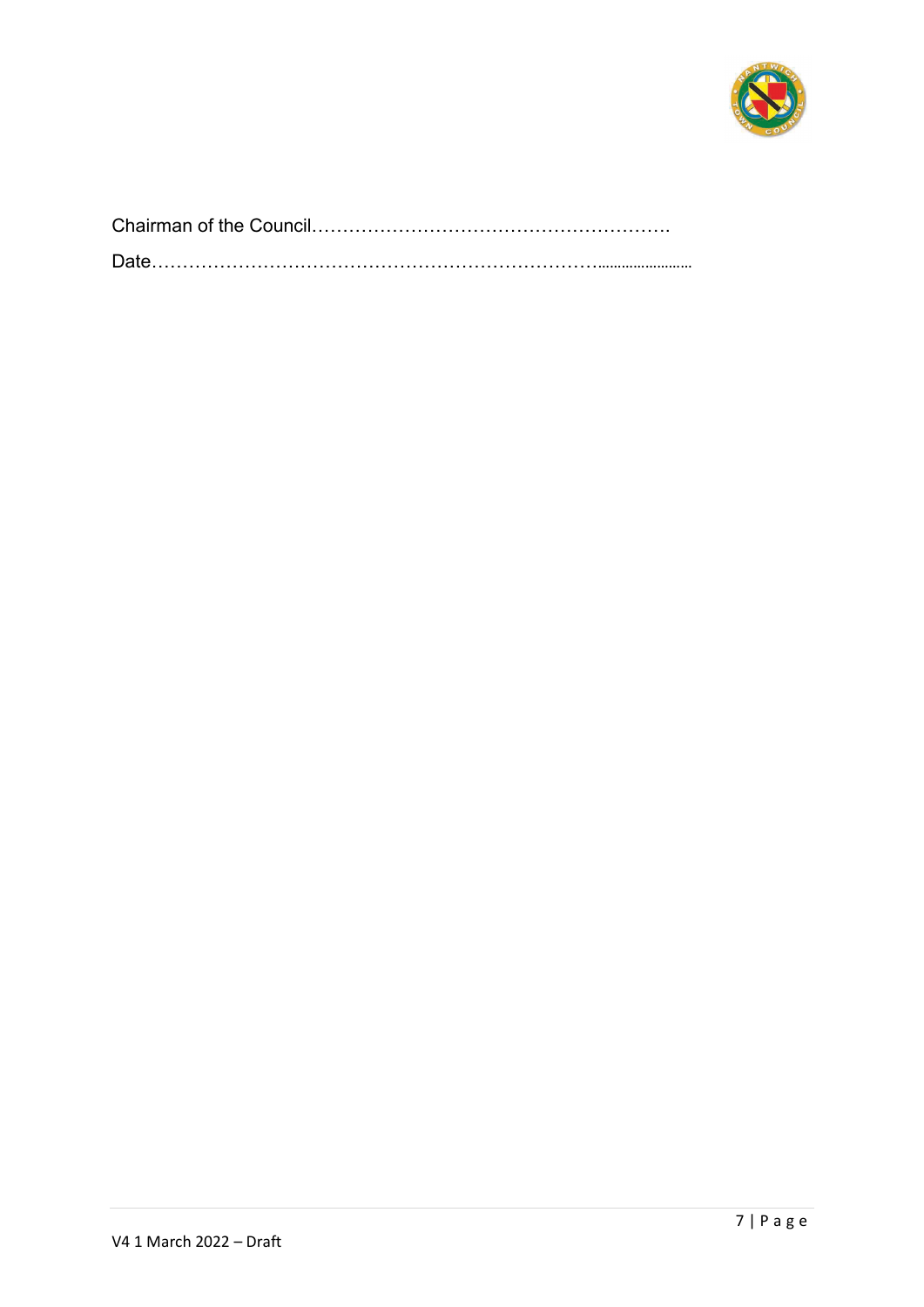Chairman of the Council……………………………………………………

Date……………………………………………………………….......................